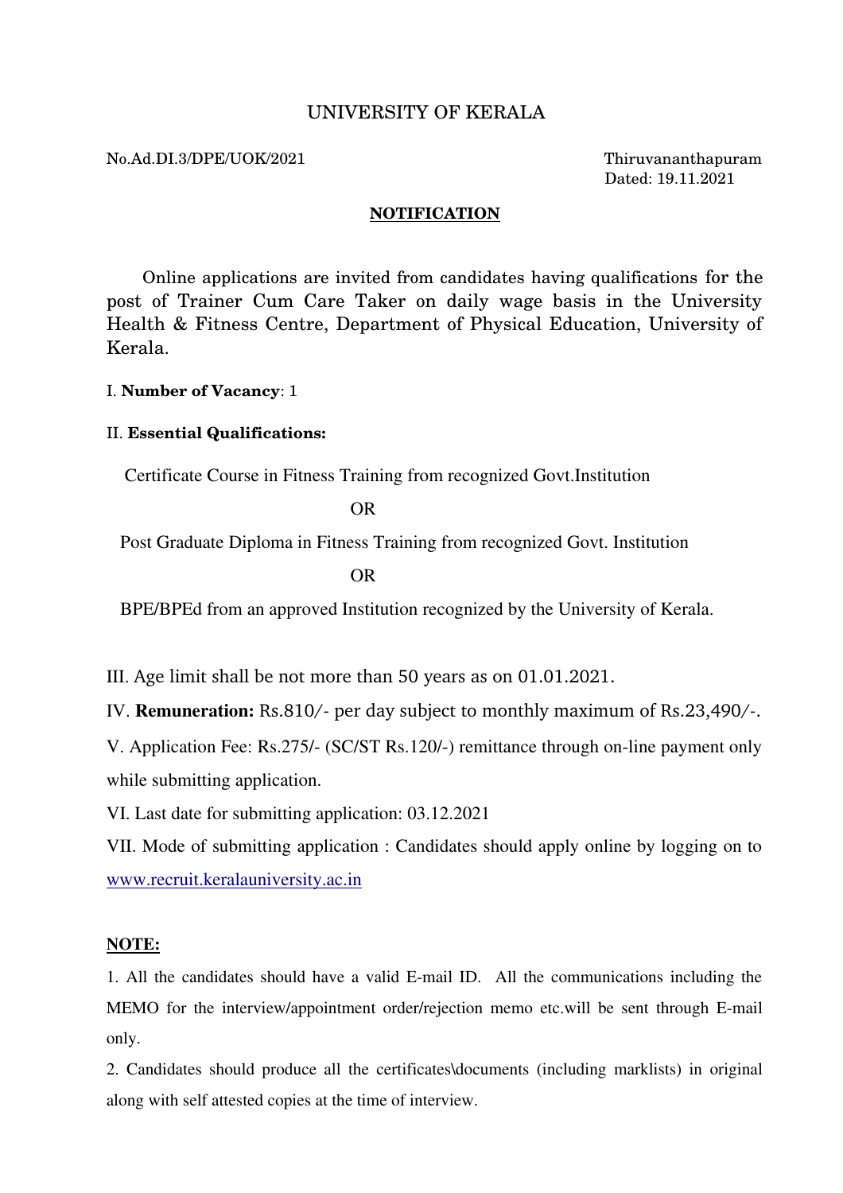# UNIVERSITY OF KERALA

No.Ad.DI.3/DPE/UOK/2021

Thiruvananthapuram
Dated: 19.11.2021

## NOTIFICATION

Online applications are invited from candidates having qualifications for the post of Trainer Cum Care Taker on daily wage basis in the University Health & Fitness Centre, Department of Physical Education, University of Kerala.

I. **Number of Vacancy**: 1

II. **Essential Qualifications:**

Certificate Course in Fitness Training from recognized Govt.Institution

OR

Post Graduate Diploma in Fitness Training from recognized Govt. Institution

OR

BPE/BPEd from an approved Institution recognized by the University of Kerala.

III. Age limit shall be not more than 50 years as on 01.01.2021.

IV. **Remuneration:** Rs.810/- per day subject to monthly maximum of Rs.23,490/-.

V. Application Fee: Rs.275/- (SC/ST Rs.120/-) remittance through on-line payment only while submitting application.

VI. Last date for submitting application: 03.12.2021

VII. Mode of submitting application : Candidates should apply online by logging on to www.recruit.keralauniversity.ac.in

**NOTE:**

1. All the candidates should have a valid E-mail ID. All the communications including the MEMO for the interview/appointment order/rejection memo etc.will be sent through E-mail only.
2. Candidates should produce all the certificates\documents (including marklists) in original along with self attested copies at the time of interview.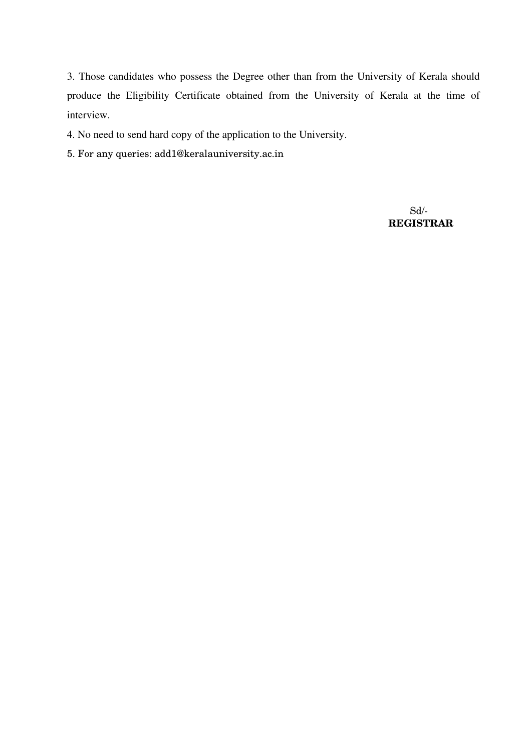3. Those candidates who possess the Degree other than from the University of Kerala should produce the Eligibility Certificate obtained from the University of Kerala at the time of interview.

4. No need to send hard copy of the application to the University.

5. For any queries: add1@keralauniversity.ac.in

Sd/-
**REGISTRAR**